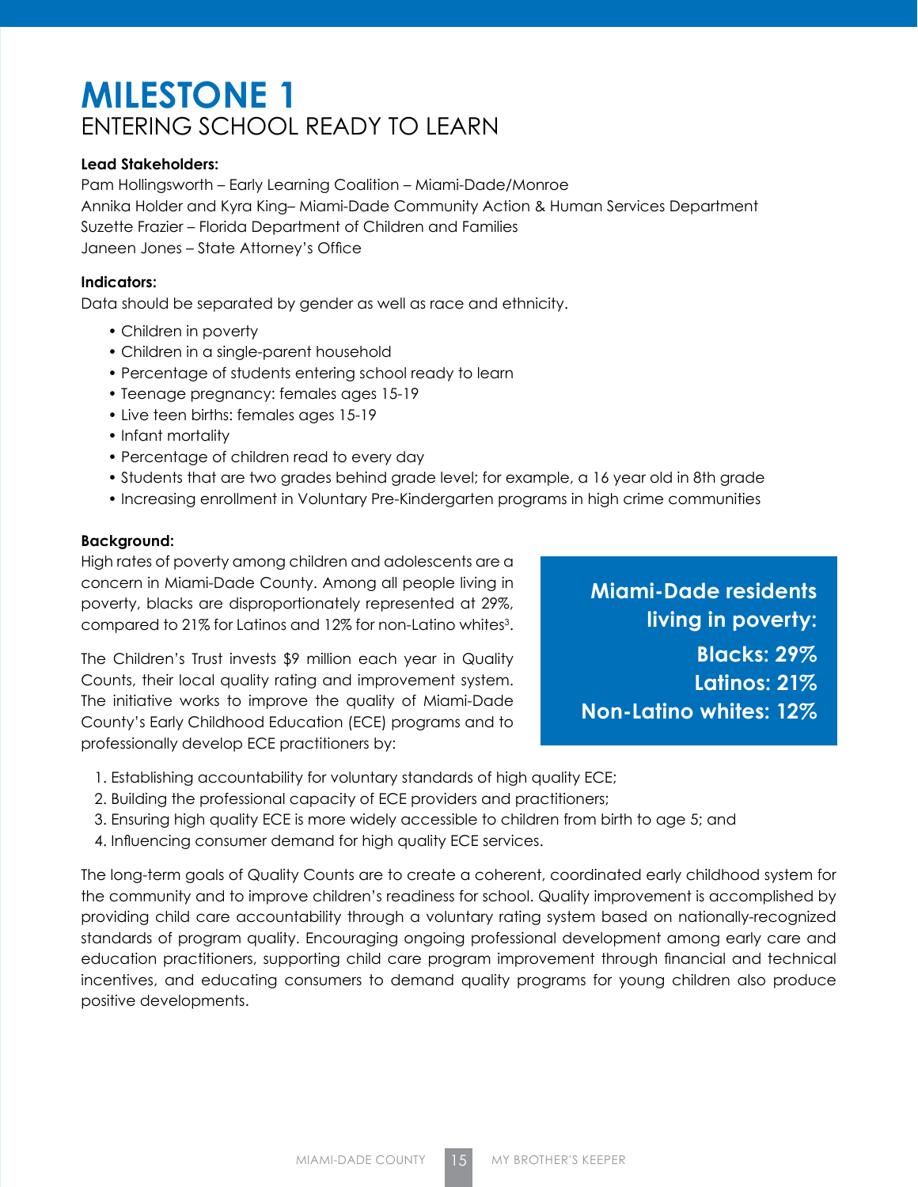# MILESTONE 1
## ENTERING SCHOOL READY TO LEARN

**Lead Stakeholders:**
Pam Hollingsworth – Early Learning Coalition – Miami-Dade/Monroe
Annika Holder and Kyra King– Miami-Dade Community Action & Human Services Department
Suzette Frazier – Florida Department of Children and Families
Janeen Jones – State Attorney's Office

**Indicators:**
Data should be separated by gender as well as race and ethnicity.

- Children in poverty
- Children in a single-parent household
- Percentage of students entering school ready to learn
- Teenage pregnancy: females ages 15-19
- Live teen births: females ages 15-19
- Infant mortality
- Percentage of children read to every day
- Students that are two grades behind grade level; for example, a 16 year old in 8th grade
- Increasing enrollment in Voluntary Pre-Kindergarten programs in high crime communities

**Background:**
High rates of poverty among children and adolescents are a concern in Miami-Dade County. Among all people living in poverty, blacks are disproportionately represented at 29%, compared to 21% for Latinos and 12% for non-Latino whites[3].

**Miami-Dade residents living in poverty:**
**Blacks: 29%**
**Latinos: 21%**
**Non-Latino whites: 12%**

The Children's Trust invests $9 million each year in Quality Counts, their local quality rating and improvement system. The initiative works to improve the quality of Miami-Dade County's Early Childhood Education (ECE) programs and to professionally develop ECE practitioners by:

1. Establishing accountability for voluntary standards of high quality ECE;
2. Building the professional capacity of ECE providers and practitioners;
3. Ensuring high quality ECE is more widely accessible to children from birth to age 5; and
4. Influencing consumer demand for high quality ECE services.

The long-term goals of Quality Counts are to create a coherent, coordinated early childhood system for the community and to improve children's readiness for school. Quality improvement is accomplished by providing child care accountability through a voluntary rating system based on nationally-recognized standards of program quality. Encouraging ongoing professional development among early care and education practitioners, supporting child care program improvement through financial and technical incentives, and educating consumers to demand quality programs for young children also produce positive developments.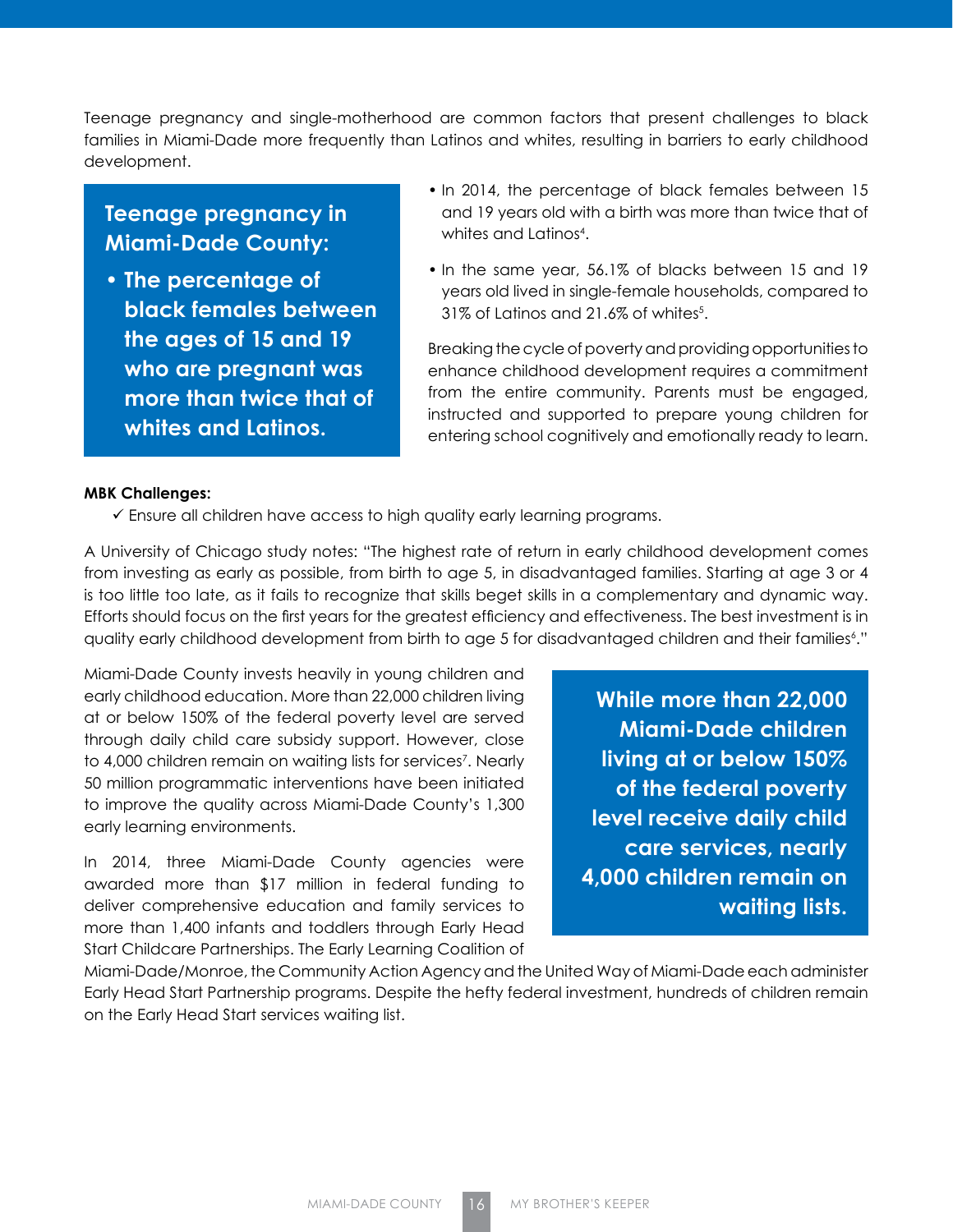Teenage pregnancy and single-motherhood are common factors that present challenges to black families in Miami-Dade more frequently than Latinos and whites, resulting in barriers to early childhood development.

> **Teenage pregnancy in Miami-Dade County:**
>
> - **The percentage of black females between the ages of 15 and 19 who are pregnant was more than twice that of whites and Latinos.**

- In 2014, the percentage of black females between 15 and 19 years old with a birth was more than twice that of whites and Latinos[4].
- In the same year, 56.1% of blacks between 15 and 19 years old lived in single-female households, compared to 31% of Latinos and 21.6% of whites[5].

Breaking the cycle of poverty and providing opportunities to enhance childhood development requires a commitment from the entire community. Parents must be engaged, instructed and supported to prepare young children for entering school cognitively and emotionally ready to learn.

**MBK Challenges:**

- ✓ Ensure all children have access to high quality early learning programs.

A University of Chicago study notes: "The highest rate of return in early childhood development comes from investing as early as possible, from birth to age 5, in disadvantaged families. Starting at age 3 or 4 is too little too late, as it fails to recognize that skills beget skills in a complementary and dynamic way. Efforts should focus on the first years for the greatest efficiency and effectiveness. The best investment is in quality early childhood development from birth to age 5 for disadvantaged children and their families[6]."

Miami-Dade County invests heavily in young children and early childhood education. More than 22,000 children living at or below 150% of the federal poverty level are served through daily child care subsidy support. However, close to 4,000 children remain on waiting lists for services[7]. Nearly 50 million programmatic interventions have been initiated to improve the quality across Miami-Dade County's 1,300 early learning environments.

> **While more than 22,000 Miami-Dade children living at or below 150% of the federal poverty level receive daily child care services, nearly 4,000 children remain on waiting lists.**

In 2014, three Miami-Dade County agencies were awarded more than $17 million in federal funding to deliver comprehensive education and family services to more than 1,400 infants and toddlers through Early Head Start Childcare Partnerships. The Early Learning Coalition of Miami-Dade/Monroe, the Community Action Agency and the United Way of Miami-Dade each administer Early Head Start Partnership programs. Despite the hefty federal investment, hundreds of children remain on the Early Head Start services waiting list.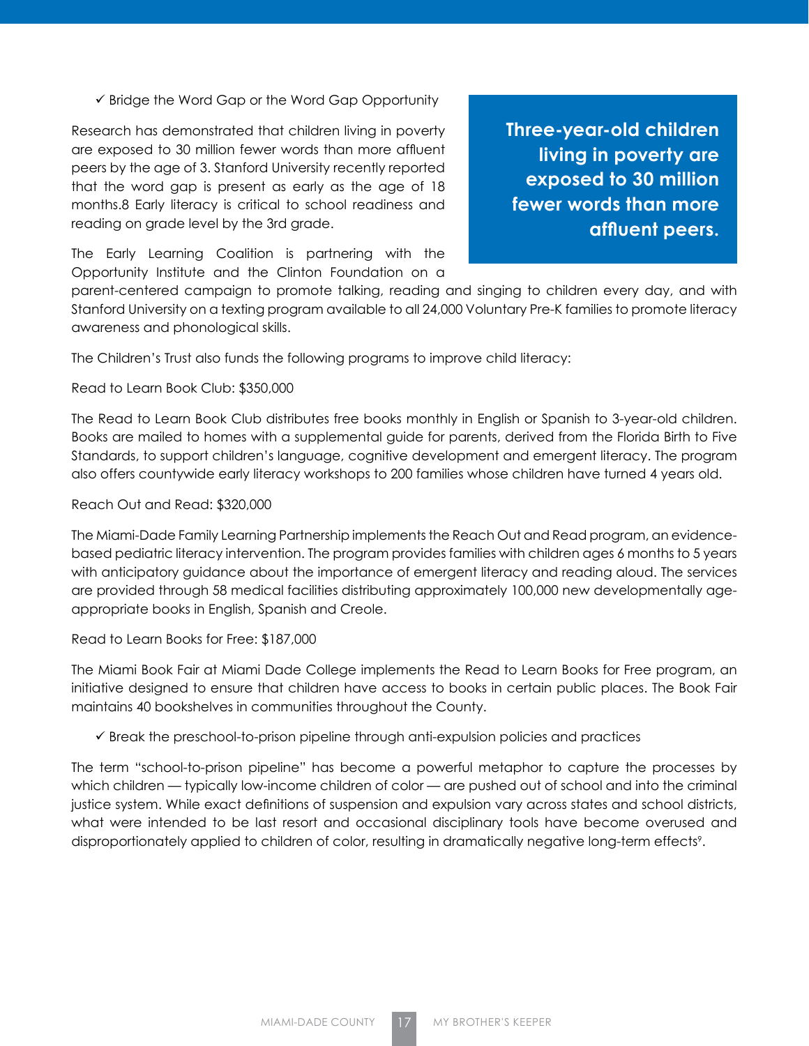✓ Bridge the Word Gap or the Word Gap Opportunity

Research has demonstrated that children living in poverty are exposed to 30 million fewer words than more affluent peers by the age of 3. Stanford University recently reported that the word gap is present as early as the age of 18 months.8 Early literacy is critical to school readiness and reading on grade level by the 3rd grade.

**Three-year-old children living in poverty are exposed to 30 million fewer words than more affluent peers.**

The Early Learning Coalition is partnering with the Opportunity Institute and the Clinton Foundation on a parent-centered campaign to promote talking, reading and singing to children every day, and with Stanford University on a texting program available to all 24,000 Voluntary Pre-K families to promote literacy awareness and phonological skills.

The Children's Trust also funds the following programs to improve child literacy:

Read to Learn Book Club: $350,000

The Read to Learn Book Club distributes free books monthly in English or Spanish to 3-year-old children. Books are mailed to homes with a supplemental guide for parents, derived from the Florida Birth to Five Standards, to support children's language, cognitive development and emergent literacy. The program also offers countywide early literacy workshops to 200 families whose children have turned 4 years old.

Reach Out and Read: $320,000

The Miami-Dade Family Learning Partnership implements the Reach Out and Read program, an evidence-based pediatric literacy intervention. The program provides families with children ages 6 months to 5 years with anticipatory guidance about the importance of emergent literacy and reading aloud. The services are provided through 58 medical facilities distributing approximately 100,000 new developmentally age-appropriate books in English, Spanish and Creole.

Read to Learn Books for Free: $187,000

The Miami Book Fair at Miami Dade College implements the Read to Learn Books for Free program, an initiative designed to ensure that children have access to books in certain public places. The Book Fair maintains 40 bookshelves in communities throughout the County.

✓ Break the preschool-to-prison pipeline through anti-expulsion policies and practices

The term "school-to-prison pipeline" has become a powerful metaphor to capture the processes by which children — typically low-income children of color — are pushed out of school and into the criminal justice system. While exact definitions of suspension and expulsion vary across states and school districts, what were intended to be last resort and occasional disciplinary tools have become overused and disproportionately applied to children of color, resulting in dramatically negative long-term effects[9].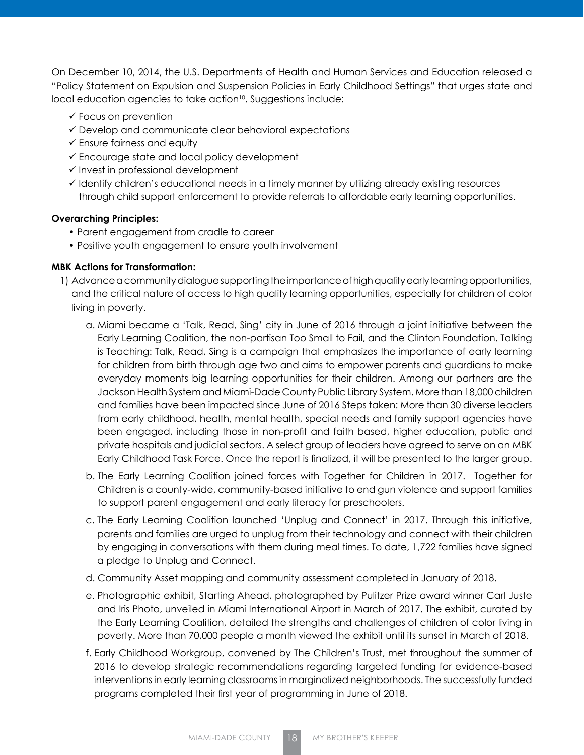On December 10, 2014, the U.S. Departments of Health and Human Services and Education released a "Policy Statement on Expulsion and Suspension Policies in Early Childhood Settings" that urges state and local education agencies to take action[10]. Suggestions include:

- ✓ Focus on prevention
- ✓ Develop and communicate clear behavioral expectations
- ✓ Ensure fairness and equity
- ✓ Encourage state and local policy development
- ✓ Invest in professional development
- ✓ Identify children's educational needs in a timely manner by utilizing already existing resources through child support enforcement to provide referrals to affordable early learning opportunities.

**Overarching Principles:**

- Parent engagement from cradle to career
- Positive youth engagement to ensure youth involvement

**MBK Actions for Transformation:**

1) Advance a community dialogue supporting the importance of high quality early learning opportunities, and the critical nature of access to high quality learning opportunities, especially for children of color living in poverty.

   a. Miami became a 'Talk, Read, Sing' city in June of 2016 through a joint initiative between the Early Learning Coalition, the non-partisan Too Small to Fail, and the Clinton Foundation. Talking is Teaching: Talk, Read, Sing is a campaign that emphasizes the importance of early learning for children from birth through age two and aims to empower parents and guardians to make everyday moments big learning opportunities for their children. Among our partners are the Jackson Health System and Miami-Dade County Public Library System. More than 18,000 children and families have been impacted since June of 2016 Steps taken: More than 30 diverse leaders from early childhood, health, mental health, special needs and family support agencies have been engaged, including those in non-profit and faith based, higher education, public and private hospitals and judicial sectors. A select group of leaders have agreed to serve on an MBK Early Childhood Task Force. Once the report is finalized, it will be presented to the larger group.

   b. The Early Learning Coalition joined forces with Together for Children in 2017. Together for Children is a county-wide, community-based initiative to end gun violence and support families to support parent engagement and early literacy for preschoolers.

   c. The Early Learning Coalition launched 'Unplug and Connect' in 2017. Through this initiative, parents and families are urged to unplug from their technology and connect with their children by engaging in conversations with them during meal times. To date, 1,722 families have signed a pledge to Unplug and Connect.

   d. Community Asset mapping and community assessment completed in January of 2018.

   e. Photographic exhibit, Starting Ahead, photographed by Pulitzer Prize award winner Carl Juste and Iris Photo, unveiled in Miami International Airport in March of 2017. The exhibit, curated by the Early Learning Coalition, detailed the strengths and challenges of children of color living in poverty. More than 70,000 people a month viewed the exhibit until its sunset in March of 2018.

   f. Early Childhood Workgroup, convened by The Children's Trust, met throughout the summer of 2016 to develop strategic recommendations regarding targeted funding for evidence-based interventions in early learning classrooms in marginalized neighborhoods. The successfully funded programs completed their first year of programming in June of 2018.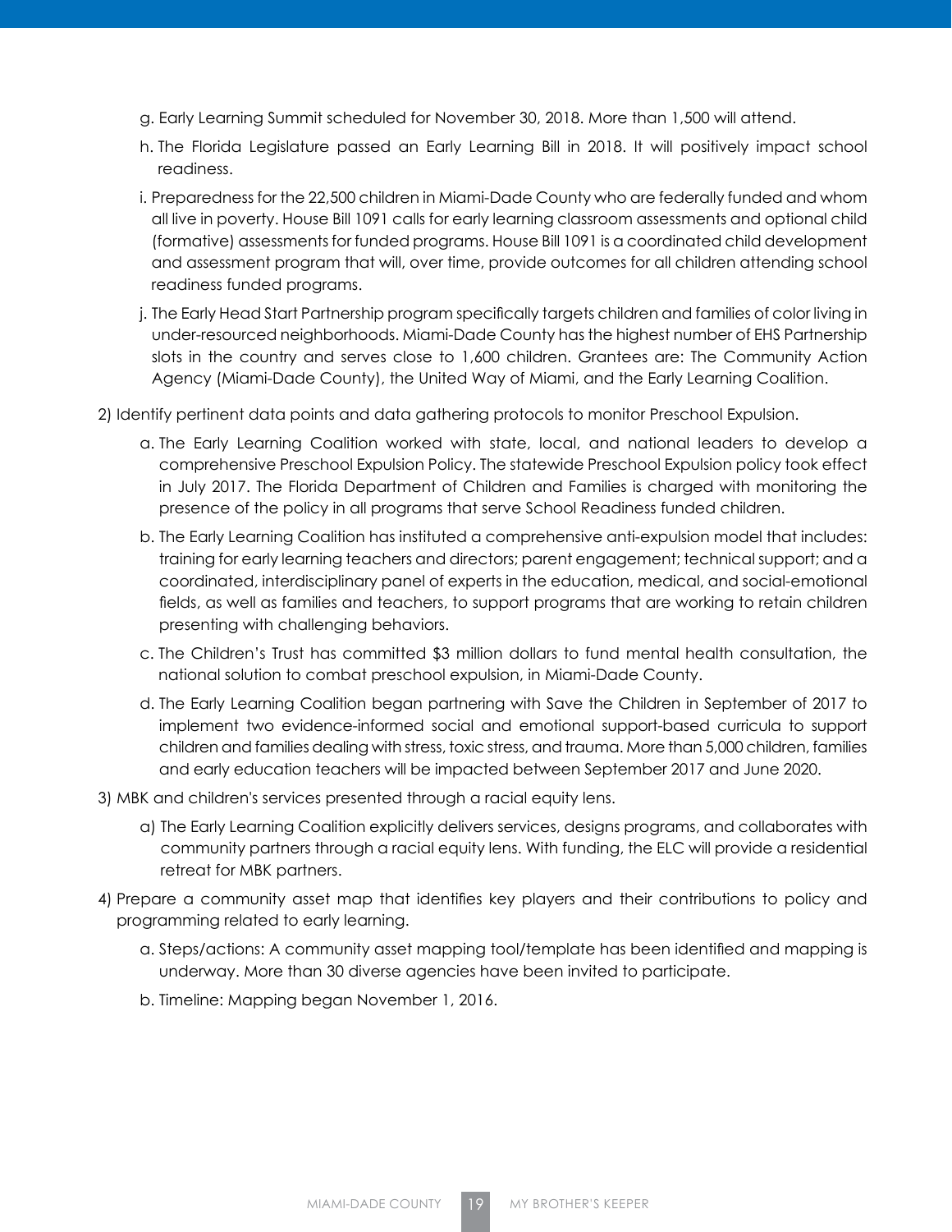g. Early Learning Summit scheduled for November 30, 2018. More than 1,500 will attend.

h. The Florida Legislature passed an Early Learning Bill in 2018. It will positively impact school readiness.

i. Preparedness for the 22,500 children in Miami-Dade County who are federally funded and whom all live in poverty. House Bill 1091 calls for early learning classroom assessments and optional child (formative) assessments for funded programs. House Bill 1091 is a coordinated child development and assessment program that will, over time, provide outcomes for all children attending school readiness funded programs.

j. The Early Head Start Partnership program specifically targets children and families of color living in under-resourced neighborhoods. Miami-Dade County has the highest number of EHS Partnership slots in the country and serves close to 1,600 children. Grantees are: The Community Action Agency (Miami-Dade County), the United Way of Miami, and the Early Learning Coalition.

2) Identify pertinent data points and data gathering protocols to monitor Preschool Expulsion.

a. The Early Learning Coalition worked with state, local, and national leaders to develop a comprehensive Preschool Expulsion Policy. The statewide Preschool Expulsion policy took effect in July 2017. The Florida Department of Children and Families is charged with monitoring the presence of the policy in all programs that serve School Readiness funded children.

b. The Early Learning Coalition has instituted a comprehensive anti-expulsion model that includes: training for early learning teachers and directors; parent engagement; technical support; and a coordinated, interdisciplinary panel of experts in the education, medical, and social-emotional fields, as well as families and teachers, to support programs that are working to retain children presenting with challenging behaviors.

c. The Children's Trust has committed $3 million dollars to fund mental health consultation, the national solution to combat preschool expulsion, in Miami-Dade County.

d. The Early Learning Coalition began partnering with Save the Children in September of 2017 to implement two evidence-informed social and emotional support-based curricula to support children and families dealing with stress, toxic stress, and trauma. More than 5,000 children, families and early education teachers will be impacted between September 2017 and June 2020.

3) MBK and children's services presented through a racial equity lens.

a) The Early Learning Coalition explicitly delivers services, designs programs, and collaborates with community partners through a racial equity lens. With funding, the ELC will provide a residential retreat for MBK partners.

4) Prepare a community asset map that identifies key players and their contributions to policy and programming related to early learning.

a. Steps/actions: A community asset mapping tool/template has been identified and mapping is underway. More than 30 diverse agencies have been invited to participate.

b. Timeline: Mapping began November 1, 2016.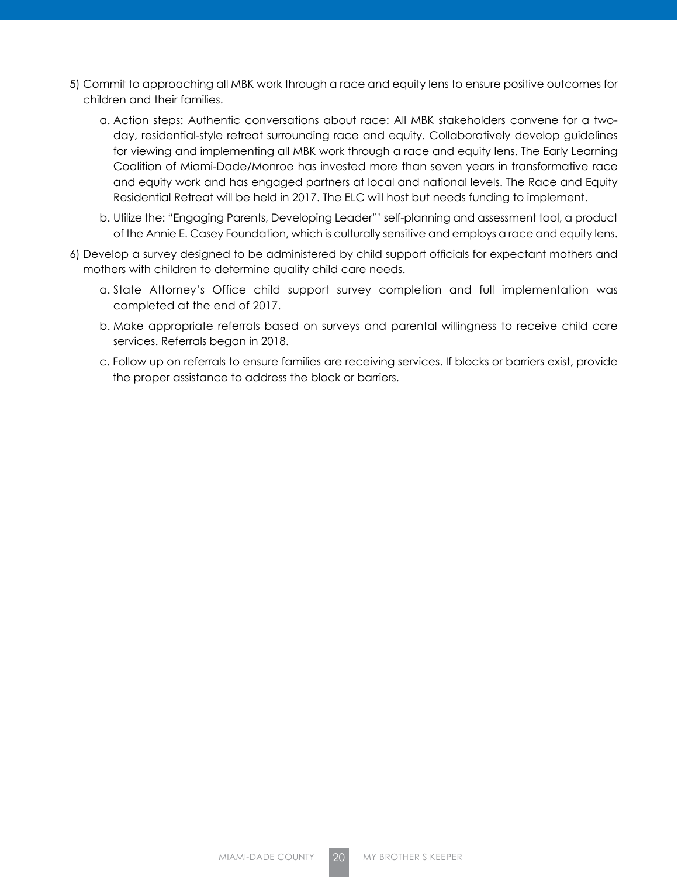5) Commit to approaching all MBK work through a race and equity lens to ensure positive outcomes for children and their families.

   a. Action steps: Authentic conversations about race: All MBK stakeholders convene for a two-day, residential-style retreat surrounding race and equity. Collaboratively develop guidelines for viewing and implementing all MBK work through a race and equity lens. The Early Learning Coalition of Miami-Dade/Monroe has invested more than seven years in transformative race and equity work and has engaged partners at local and national levels. The Race and Equity Residential Retreat will be held in 2017. The ELC will host but needs funding to implement.

   b. Utilize the: "Engaging Parents, Developing Leader"' self-planning and assessment tool, a product of the Annie E. Casey Foundation, which is culturally sensitive and employs a race and equity lens.

6) Develop a survey designed to be administered by child support officials for expectant mothers and mothers with children to determine quality child care needs.

   a. State Attorney's Office child support survey completion and full implementation was completed at the end of 2017.

   b. Make appropriate referrals based on surveys and parental willingness to receive child care services. Referrals began in 2018.

   c. Follow up on referrals to ensure families are receiving services. If blocks or barriers exist, provide the proper assistance to address the block or barriers.